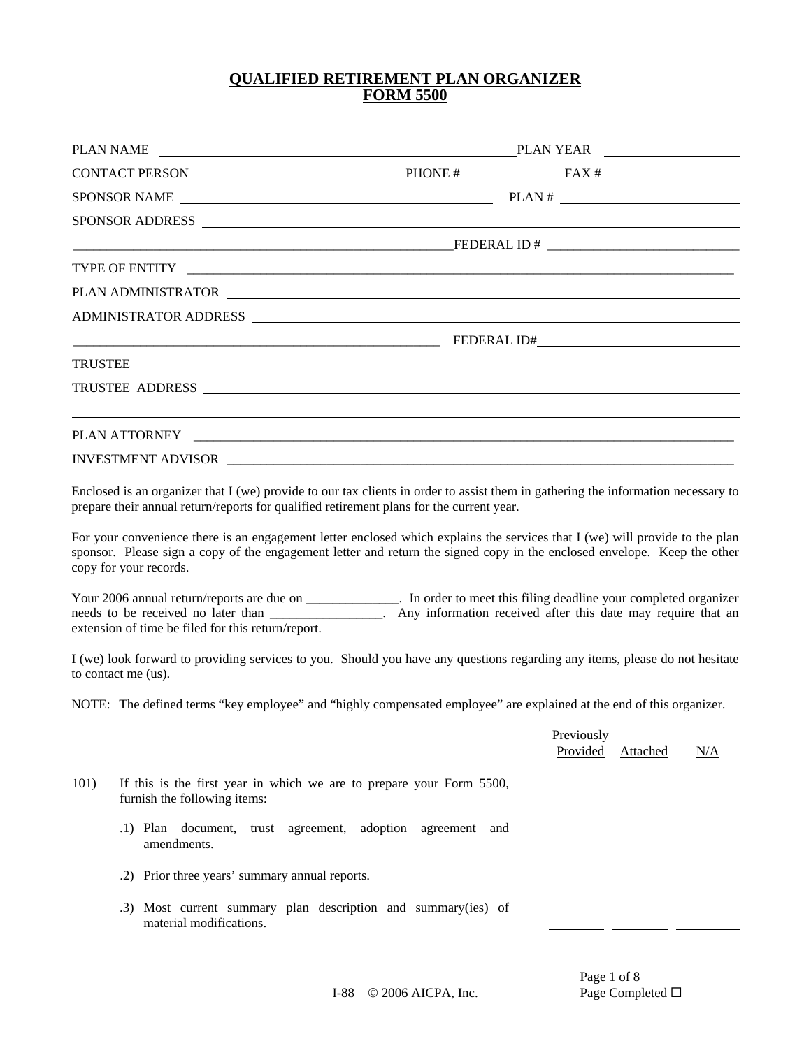# QUALIFIED RETIREMENT PLAN ORGANIZER
# FORM 5500

PLAN NAME ______________________________ PLAN YEAR ______________

CONTACT PERSON ______________________ PHONE # __________ FAX # ______________

SPONSOR NAME ______________________________ PLAN # ______________

SPONSOR ADDRESS ________________________________________________

________________________________________ FEDERAL ID # ______________________

TYPE OF ENTITY ________________________________________________

PLAN ADMINISTRATOR ________________________________________________

ADMINISTRATOR ADDRESS ________________________________________________

________________________________________ FEDERAL ID# ______________________

TRUSTEE ________________________________________________

TRUSTEE ADDRESS ________________________________________________

________________________________________________

PLAN ATTORNEY ________________________________________________

INVESTMENT ADVISOR ________________________________________________

Enclosed is an organizer that I (we) provide to our tax clients in order to assist them in gathering the information necessary to prepare their annual return/reports for qualified retirement plans for the current year.

For your convenience there is an engagement letter enclosed which explains the services that I (we) will provide to the plan sponsor. Please sign a copy of the engagement letter and return the signed copy in the enclosed envelope. Keep the other copy for your records.

Your 2006 annual return/reports are due on ______________. In order to meet this filing deadline your completed organizer needs to be received no later than ________________. Any information received after this date may require that an extension of time be filed for this return/report.

I (we) look forward to providing services to you. Should you have any questions regarding any items, please do not hesitate to contact me (us).

NOTE: The defined terms "key employee" and "highly compensated employee" are explained at the end of this organizer.

| | | Previously Provided | Attached | N/A |
|---|---|---|---|---|
| 101) | If this is the first year in which we are to prepare your Form 5500, furnish the following items: | | | |
| | .1) Plan document, trust agreement, adoption agreement and amendments. | ________ | ________ | ________ |
| | .2) Prior three years' summary annual reports. | ________ | ________ | ________ |
| | .3) Most current summary plan description and summary(ies) of material modifications. | ________ | ________ | ________ |

I-88 © 2006 AICPA, Inc.

Page Completed ☐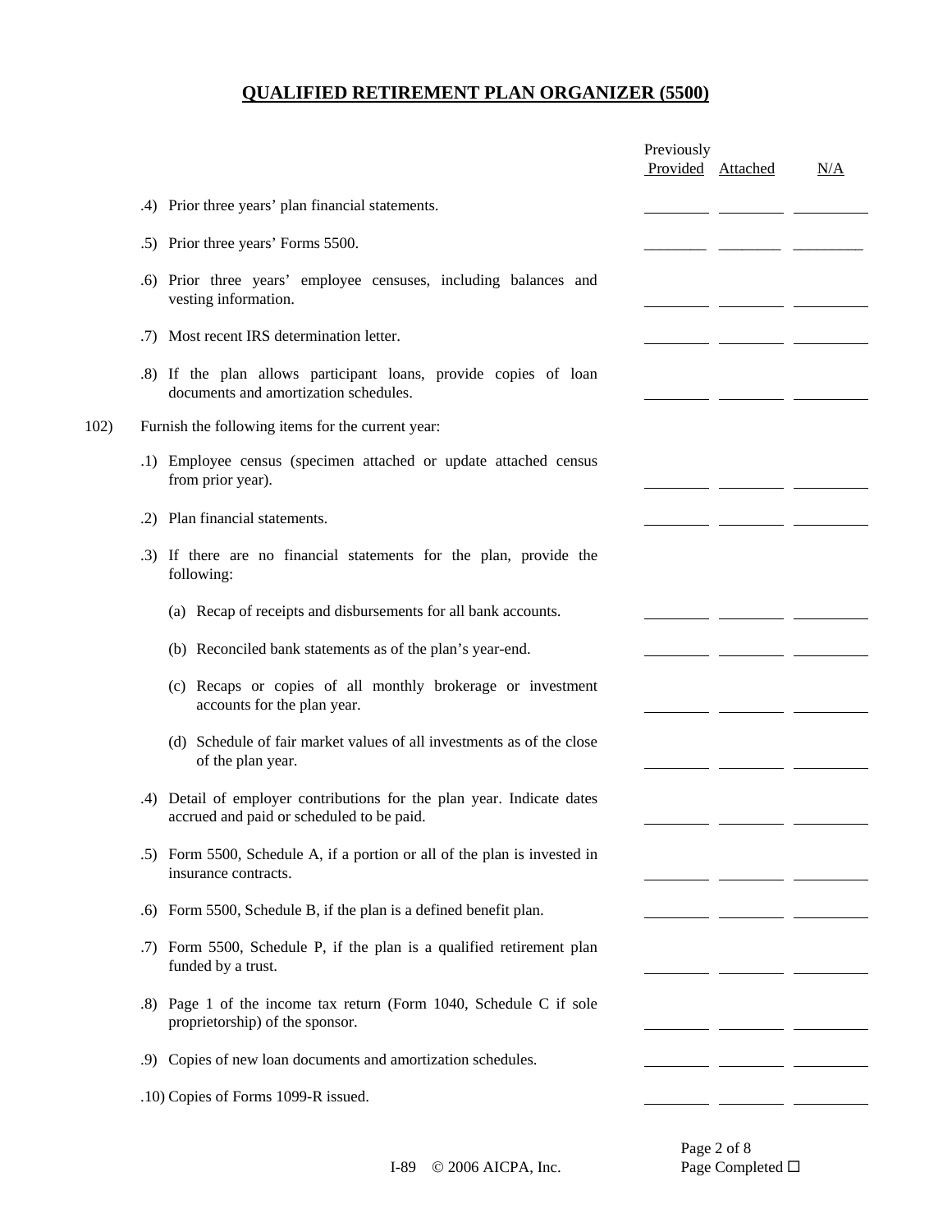# QUALIFIED RETIREMENT PLAN ORGANIZER (5500)

| | Previously Provided | Attached | N/A |
|---|---|---|---|
| .4) Prior three years' plan financial statements. | | | |
| .5) Prior three years' Forms 5500. | | | |
| .6) Prior three years' employee censuses, including balances and vesting information. | | | |
| .7) Most recent IRS determination letter. | | | |
| .8) If the plan allows participant loans, provide copies of loan documents and amortization schedules. | | | |
| **102)** Furnish the following items for the current year: | | | |
| .1) Employee census (specimen attached or update attached census from prior year). | | | |
| .2) Plan financial statements. | | | |
| .3) If there are no financial statements for the plan, provide the following: | | | |
| (a) Recap of receipts and disbursements for all bank accounts. | | | |
| (b) Reconciled bank statements as of the plan's year-end. | | | |
| (c) Recaps or copies of all monthly brokerage or investment accounts for the plan year. | | | |
| (d) Schedule of fair market values of all investments as of the close of the plan year. | | | |
| .4) Detail of employer contributions for the plan year. Indicate dates accrued and paid or scheduled to be paid. | | | |
| .5) Form 5500, Schedule A, if a portion or all of the plan is invested in insurance contracts. | | | |
| .6) Form 5500, Schedule B, if the plan is a defined benefit plan. | | | |
| .7) Form 5500, Schedule P, if the plan is a qualified retirement plan funded by a trust. | | | |
| .8) Page 1 of the income tax return (Form 1040, Schedule C if sole proprietorship) of the sponsor. | | | |
| .9) Copies of new loan documents and amortization schedules. | | | |
| .10) Copies of Forms 1099-R issued. | | | |

Page Completed ☐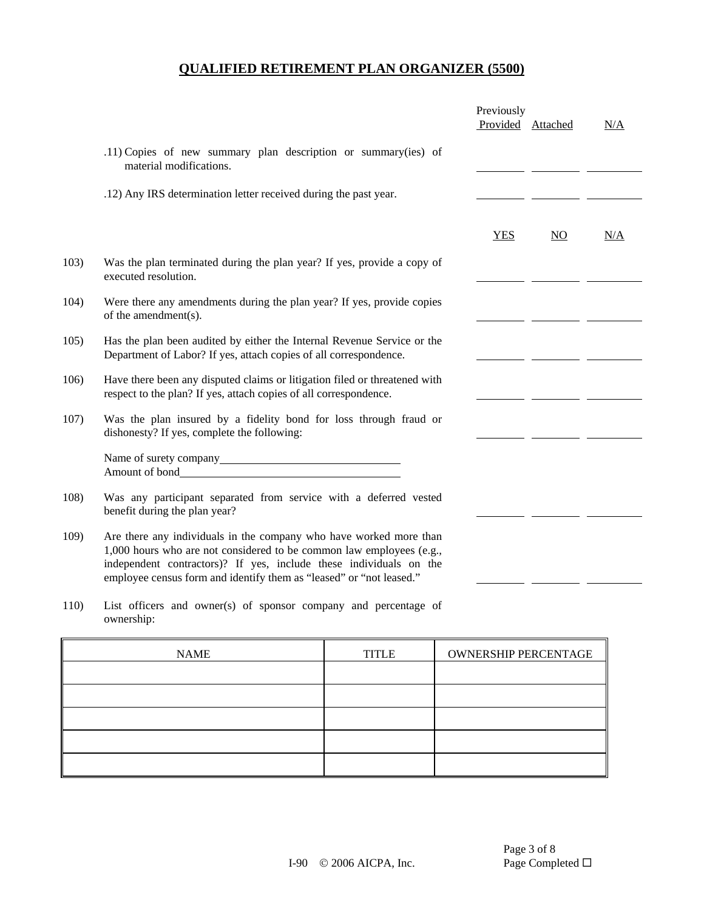# QUALIFIED RETIREMENT PLAN ORGANIZER (5500)

| | Previously Provided | Attached | N/A |
|---|---|---|---|
| .11) Copies of new summary plan description or summary(ies) of material modifications. | | | |
| .12) Any IRS determination letter received during the past year. | | | |

| | | YES | NO | N/A |
|---|---|---|---|---|
| 103) | Was the plan terminated during the plan year? If yes, provide a copy of executed resolution. | | | |
| 104) | Were there any amendments during the plan year? If yes, provide copies of the amendment(s). | | | |
| 105) | Has the plan been audited by either the Internal Revenue Service or the Department of Labor? If yes, attach copies of all correspondence. | | | |
| 106) | Have there been any disputed claims or litigation filed or threatened with respect to the plan? If yes, attach copies of all correspondence. | | | |
| 107) | Was the plan insured by a fidelity bond for loss through fraud or dishonesty? If yes, complete the following: | | | |

Name of surety company\_\_\_\_\_\_\_\_\_\_\_\_\_\_\_\_\_\_\_\_\_\_\_\_\_\_\_\_\_\_
Amount of bond\_\_\_\_\_\_\_\_\_\_\_\_\_\_\_\_\_\_\_\_\_\_\_\_\_\_\_\_\_\_\_\_\_\_\_\_\_

| | | YES | NO | N/A |
|---|---|---|---|---|
| 108) | Was any participant separated from service with a deferred vested benefit during the plan year? | | | |
| 109) | Are there any individuals in the company who have worked more than 1,000 hours who are not considered to be common law employees (e.g., independent contractors)? If yes, include these individuals on the employee census form and identify them as "leased" or "not leased." | | | |

110) List officers and owner(s) of sponsor company and percentage of ownership:

| NAME | TITLE | OWNERSHIP PERCENTAGE |
|---|---|---|
| | | |
| | | |
| | | |
| | | |
| | | |

I-90 © 2006 AICPA, Inc.

Page Completed ☐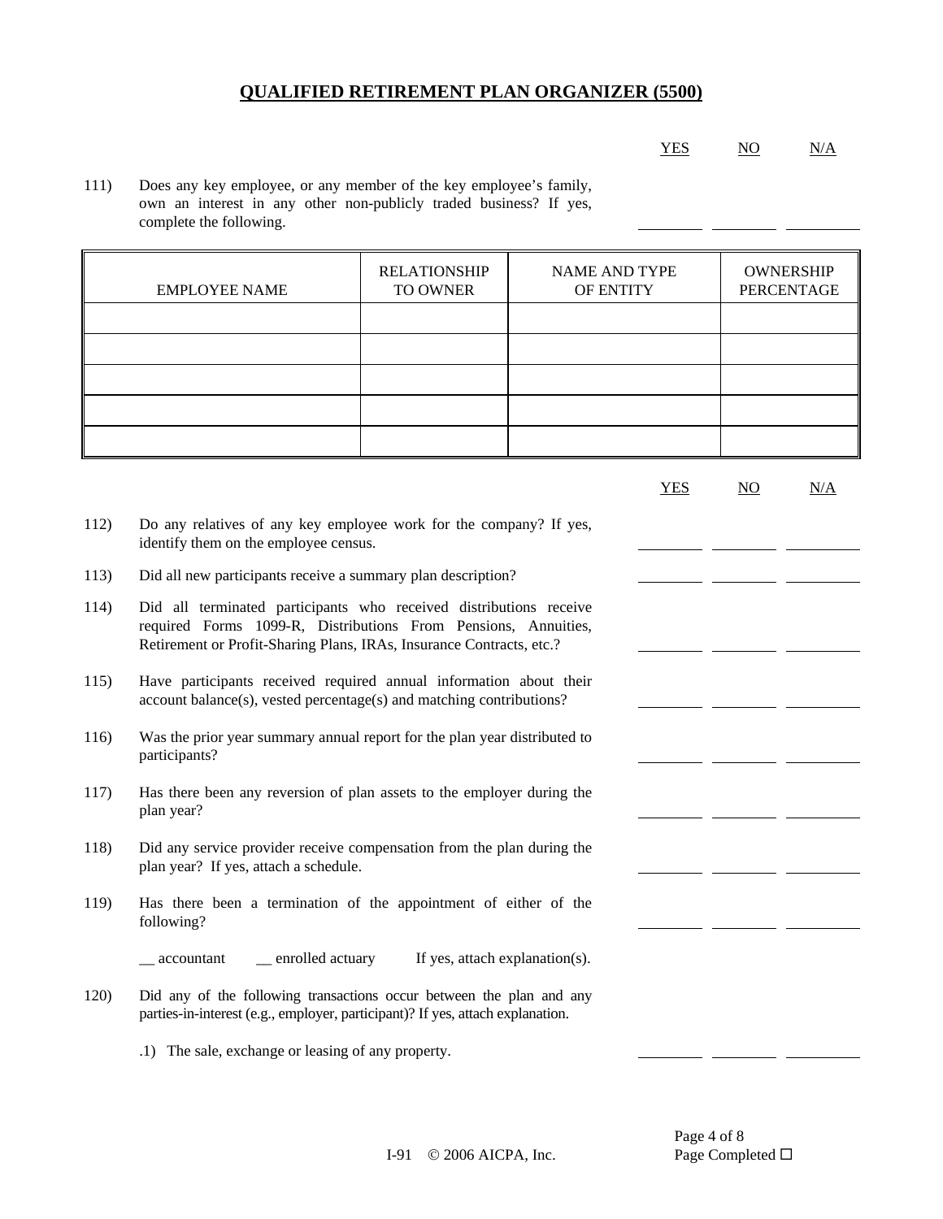# QUALIFIED RETIREMENT PLAN ORGANIZER (5500)

| | | YES | NO | N/A |
|---|---|---|---|---|
| 111) | Does any key employee, or any member of the key employee's family, own an interest in any other non-publicly traded business? If yes, complete the following. | ______ | ______ | ______ |

| EMPLOYEE NAME | RELATIONSHIP TO OWNER | NAME AND TYPE OF ENTITY | OWNERSHIP PERCENTAGE |
|---|---|---|---|
| | | | |
| | | | |
| | | | |
| | | | |
| | | | |

| | | YES | NO | N/A |
|---|---|---|---|---|
| 112) | Do any relatives of any key employee work for the company? If yes, identify them on the employee census. | ______ | ______ | ______ |
| 113) | Did all new participants receive a summary plan description? | ______ | ______ | ______ |
| 114) | Did all terminated participants who received distributions receive required Forms 1099-R, Distributions From Pensions, Annuities, Retirement or Profit-Sharing Plans, IRAs, Insurance Contracts, etc.? | ______ | ______ | ______ |
| 115) | Have participants received required annual information about their account balance(s), vested percentage(s) and matching contributions? | ______ | ______ | ______ |
| 116) | Was the prior year summary annual report for the plan year distributed to participants? | ______ | ______ | ______ |
| 117) | Has there been any reversion of plan assets to the employer during the plan year? | ______ | ______ | ______ |
| 118) | Did any service provider receive compensation from the plan during the plan year? If yes, attach a schedule. | ______ | ______ | ______ |
| 119) | Has there been a termination of the appointment of either of the following? | ______ | ______ | ______ |
| | __ accountant __ enrolled actuary If yes, attach explanation(s). | | | |
| 120) | Did any of the following transactions occur between the plan and any parties-in-interest (e.g., employer, participant)? If yes, attach explanation. | | | |
| | .1) The sale, exchange or leasing of any property. | ______ | ______ | ______ |

I-91 © 2006 AICPA, Inc.

Page Completed ☐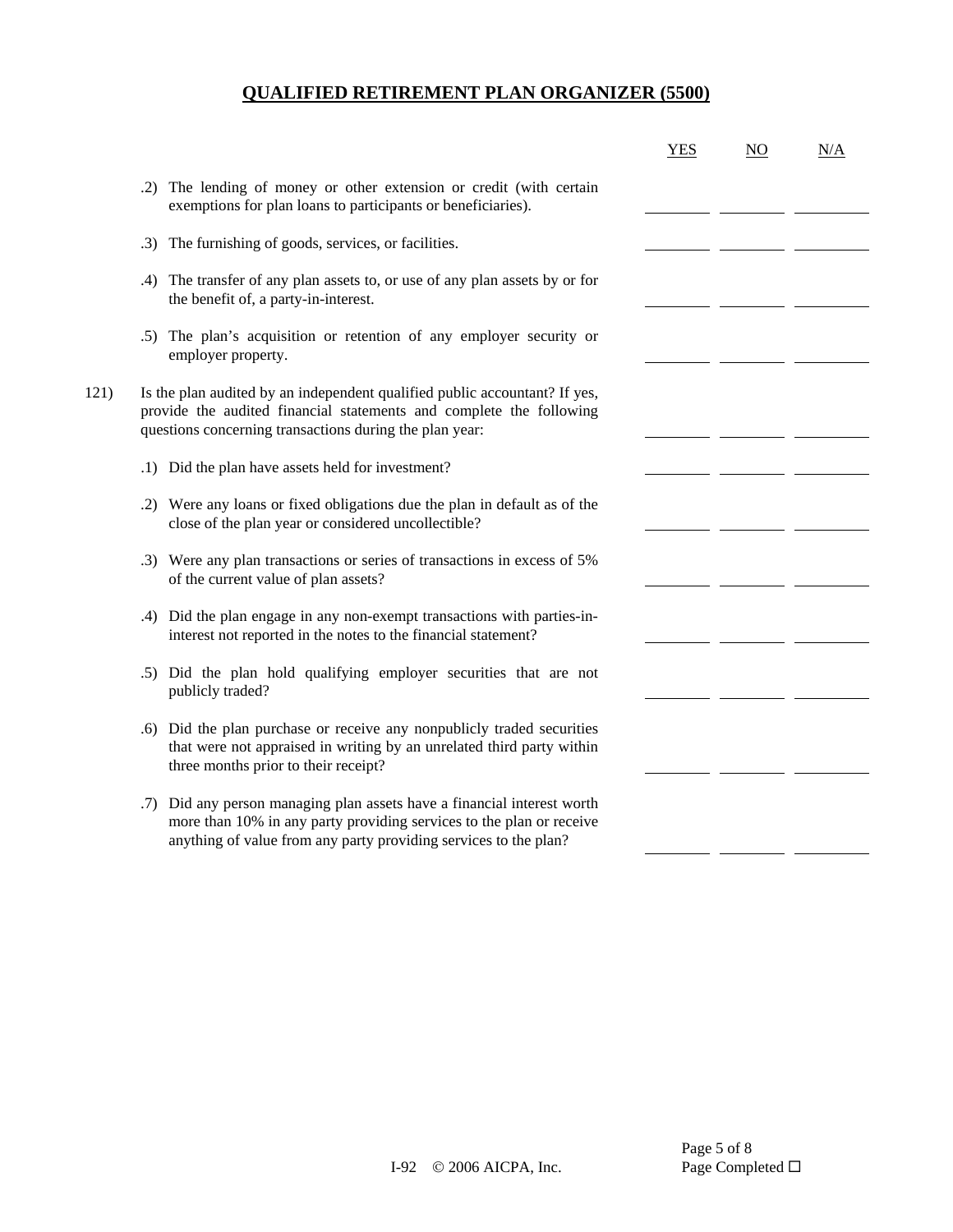# QUALIFIED RETIREMENT PLAN ORGANIZER (5500)

| | | YES | NO | N/A |
|---|---|---|---|---|
| | .2) The lending of money or other extension or credit (with certain exemptions for plan loans to participants or beneficiaries). | | | |
| | .3) The furnishing of goods, services, or facilities. | | | |
| | .4) The transfer of any plan assets to, or use of any plan assets by or for the benefit of, a party-in-interest. | | | |
| | .5) The plan's acquisition or retention of any employer security or employer property. | | | |
| 121) | Is the plan audited by an independent qualified public accountant? If yes, provide the audited financial statements and complete the following questions concerning transactions during the plan year: | | | |
| | .1) Did the plan have assets held for investment? | | | |
| | .2) Were any loans or fixed obligations due the plan in default as of the close of the plan year or considered uncollectible? | | | |
| | .3) Were any plan transactions or series of transactions in excess of 5% of the current value of plan assets? | | | |
| | .4) Did the plan engage in any non-exempt transactions with parties-in-interest not reported in the notes to the financial statement? | | | |
| | .5) Did the plan hold qualifying employer securities that are not publicly traded? | | | |
| | .6) Did the plan purchase or receive any nonpublicly traded securities that were not appraised in writing by an unrelated third party within three months prior to their receipt? | | | |
| | .7) Did any person managing plan assets have a financial interest worth more than 10% in any party providing services to the plan or receive anything of value from any party providing services to the plan? | | | |

I-92 © 2006 AICPA, Inc.

Page Completed ☐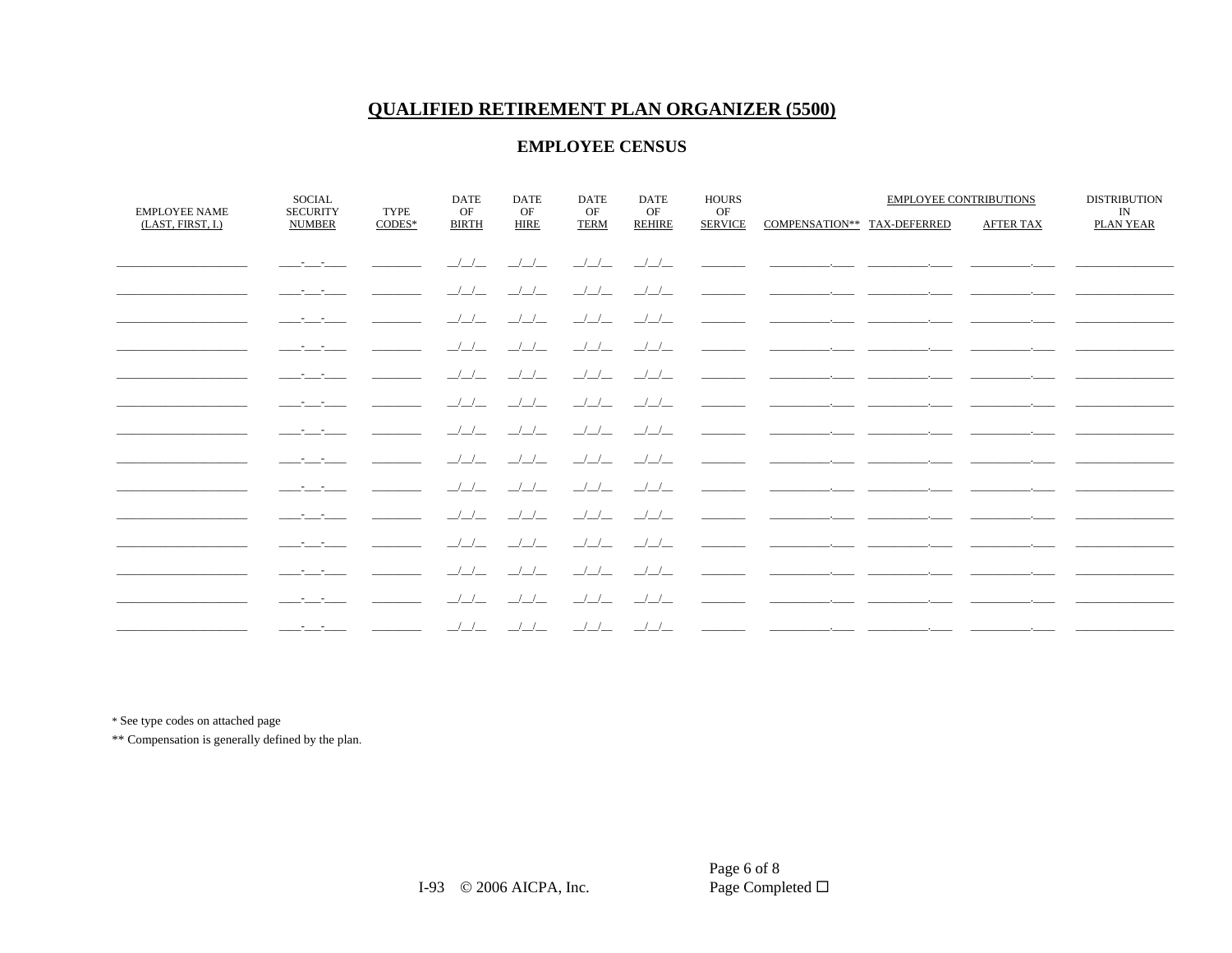# QUALIFIED RETIREMENT PLAN ORGANIZER (5500)

## EMPLOYEE CENSUS

| EMPLOYEE NAME (LAST, FIRST, I.) | SOCIAL SECURITY NUMBER | TYPE CODES* | DATE OF BIRTH | DATE OF HIRE | DATE OF TERM | DATE OF REHIRE | HOURS OF SERVICE | COMPENSATION** | EMPLOYEE CONTRIBUTIONS | | DISTRIBUTION IN PLAN YEAR |
|---|---|---|---|---|---|---|---|---|---|---|---|
| | | | | | | | | | TAX-DEFERRED | AFTER TAX | |
| ____________ | ___-__-___ | ______ | __/__/__ | __/__/__ | __/__/__ | __/__/__ | ______ | ________.___ | ________.___ | ________.___ | ____________ |
| ____________ | ___-__-___ | ______ | __/__/__ | __/__/__ | __/__/__ | __/__/__ | ______ | ________.___ | ________.___ | ________.___ | ____________ |
| ____________ | ___-__-___ | ______ | __/__/__ | __/__/__ | __/__/__ | __/__/__ | ______ | ________.___ | ________.___ | ________.___ | ____________ |
| ____________ | ___-__-___ | ______ | __/__/__ | __/__/__ | __/__/__ | __/__/__ | ______ | ________.___ | ________.___ | ________.___ | ____________ |
| ____________ | ___-__-___ | ______ | __/__/__ | __/__/__ | __/__/__ | __/__/__ | ______ | ________.___ | ________.___ | ________.___ | ____________ |
| ____________ | ___-__-___ | ______ | __/__/__ | __/__/__ | __/__/__ | __/__/__ | ______ | ________.___ | ________.___ | ________.___ | ____________ |
| ____________ | ___-__-___ | ______ | __/__/__ | __/__/__ | __/__/__ | __/__/__ | ______ | ________.___ | ________.___ | ________.___ | ____________ |
| ____________ | ___-__-___ | ______ | __/__/__ | __/__/__ | __/__/__ | __/__/__ | ______ | ________.___ | ________.___ | ________.___ | ____________ |
| ____________ | ___-__-___ | ______ | __/__/__ | __/__/__ | __/__/__ | __/__/__ | ______ | ________.___ | ________.___ | ________.___ | ____________ |
| ____________ | ___-__-___ | ______ | __/__/__ | __/__/__ | __/__/__ | __/__/__ | ______ | ________.___ | ________.___ | ________.___ | ____________ |
| ____________ | ___-__-___ | ______ | __/__/__ | __/__/__ | __/__/__ | __/__/__ | ______ | ________.___ | ________.___ | ________.___ | ____________ |
| ____________ | ___-__-___ | ______ | __/__/__ | __/__/__ | __/__/__ | __/__/__ | ______ | ________.___ | ________.___ | ________.___ | ____________ |
| ____________ | ___-__-___ | ______ | __/__/__ | __/__/__ | __/__/__ | __/__/__ | ______ | ________.___ | ________.___ | ________.___ | ____________ |
| ____________ | ___-__-___ | ______ | __/__/__ | __/__/__ | __/__/__ | __/__/__ | ______ | ________.___ | ________.___ | ________.___ | ____________ |

\* See type codes on attached page

\*\* Compensation is generally defined by the plan.

I-93 © 2006 AICPA, Inc.

Page Completed ☐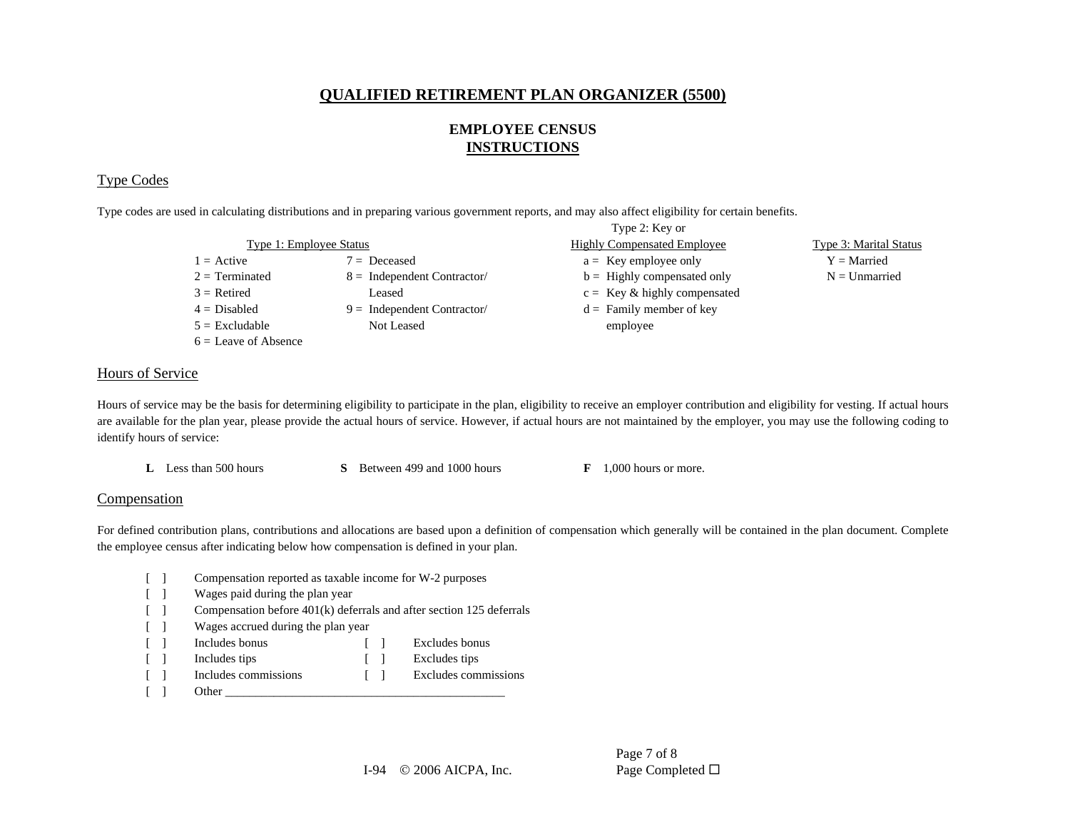# QUALIFIED RETIREMENT PLAN ORGANIZER (5500)

## EMPLOYEE CENSUS
## INSTRUCTIONS

### Type Codes

Type codes are used in calculating distributions and in preparing various government reports, and may also affect eligibility for certain benefits.

| Type 1: Employee Status | | Type 2: Key or Highly Compensated Employee | Type 3: Marital Status |
|---|---|---|---|
| 1 = Active | 7 = Deceased | a = Key employee only | Y = Married |
| 2 = Terminated | 8 = Independent Contractor/ Leased | b = Highly compensated only | N = Unmarried |
| 3 = Retired | | c = Key & highly compensated | |
| 4 = Disabled | 9 = Independent Contractor/ Not Leased | d = Family member of key employee | |
| 5 = Excludable | | | |
| 6 = Leave of Absence | | | |

### Hours of Service

Hours of service may be the basis for determining eligibility to participate in the plan, eligibility to receive an employer contribution and eligibility for vesting. If actual hours are available for the plan year, please provide the actual hours of service. However, if actual hours are not maintained by the employer, you may use the following coding to identify hours of service:

**L** Less than 500 hours **S** Between 499 and 1000 hours **F** 1,000 hours or more.

### Compensation

For defined contribution plans, contributions and allocations are based upon a definition of compensation which generally will be contained in the plan document. Complete the employee census after indicating below how compensation is defined in your plan.

[ ] Compensation reported as taxable income for W-2 purposes
[ ] Wages paid during the plan year
[ ] Compensation before 401(k) deferrals and after section 125 deferrals
[ ] Wages accrued during the plan year
[ ] Includes bonus [ ] Excludes bonus
[ ] Includes tips [ ] Excludes tips
[ ] Includes commissions [ ] Excludes commissions
[ ] Other ______________________________________________

Page Completed ☐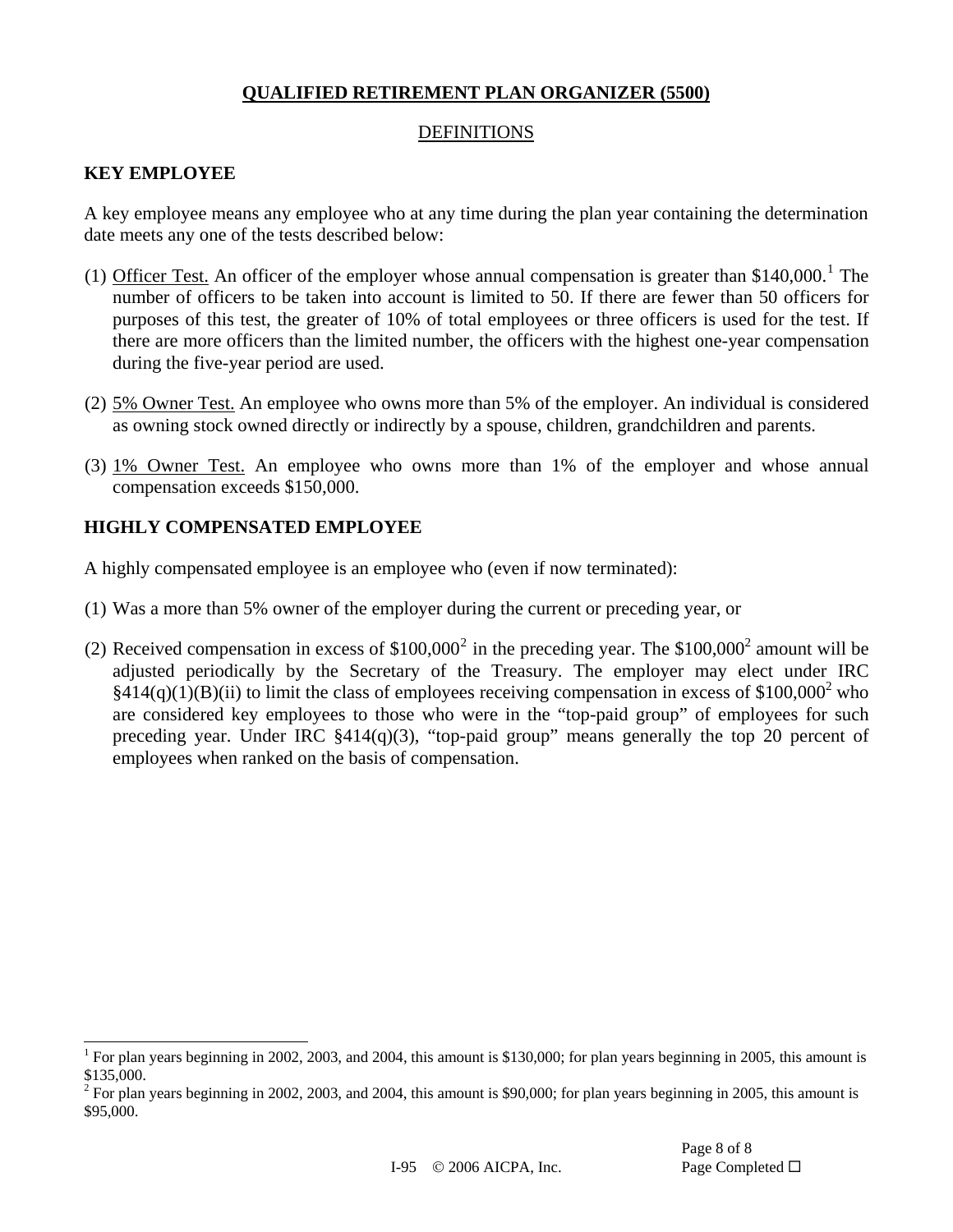# QUALIFIED RETIREMENT PLAN ORGANIZER (5500)

## DEFINITIONS

### KEY EMPLOYEE

A key employee means any employee who at any time during the plan year containing the determination date meets any one of the tests described below:

(1) Officer Test. An officer of the employer whose annual compensation is greater than $140,000.[1] The number of officers to be taken into account is limited to 50. If there are fewer than 50 officers for purposes of this test, the greater of 10% of total employees or three officers is used for the test. If there are more officers than the limited number, the officers with the highest one-year compensation during the five-year period are used.

(2) 5% Owner Test. An employee who owns more than 5% of the employer. An individual is considered as owning stock owned directly or indirectly by a spouse, children, grandchildren and parents.

(3) 1% Owner Test. An employee who owns more than 1% of the employer and whose annual compensation exceeds $150,000.

### HIGHLY COMPENSATED EMPLOYEE

A highly compensated employee is an employee who (even if now terminated):

(1) Was a more than 5% owner of the employer during the current or preceding year, or

(2) Received compensation in excess of $100,000[2] in the preceding year. The $100,000[2] amount will be adjusted periodically by the Secretary of the Treasury. The employer may elect under IRC §414(q)(1)(B)(ii) to limit the class of employees receiving compensation in excess of $100,000[2] who are considered key employees to those who were in the "top-paid group" of employees for such preceding year. Under IRC §414(q)(3), "top-paid group" means generally the top 20 percent of employees when ranked on the basis of compensation.

---

[1] For plan years beginning in 2002, 2003, and 2004, this amount is $130,000; for plan years beginning in 2005, this amount is $135,000.

[2] For plan years beginning in 2002, 2003, and 2004, this amount is $90,000; for plan years beginning in 2005, this amount is $95,000.

I-95 © 2006 AICPA, Inc. Page Completed ☐